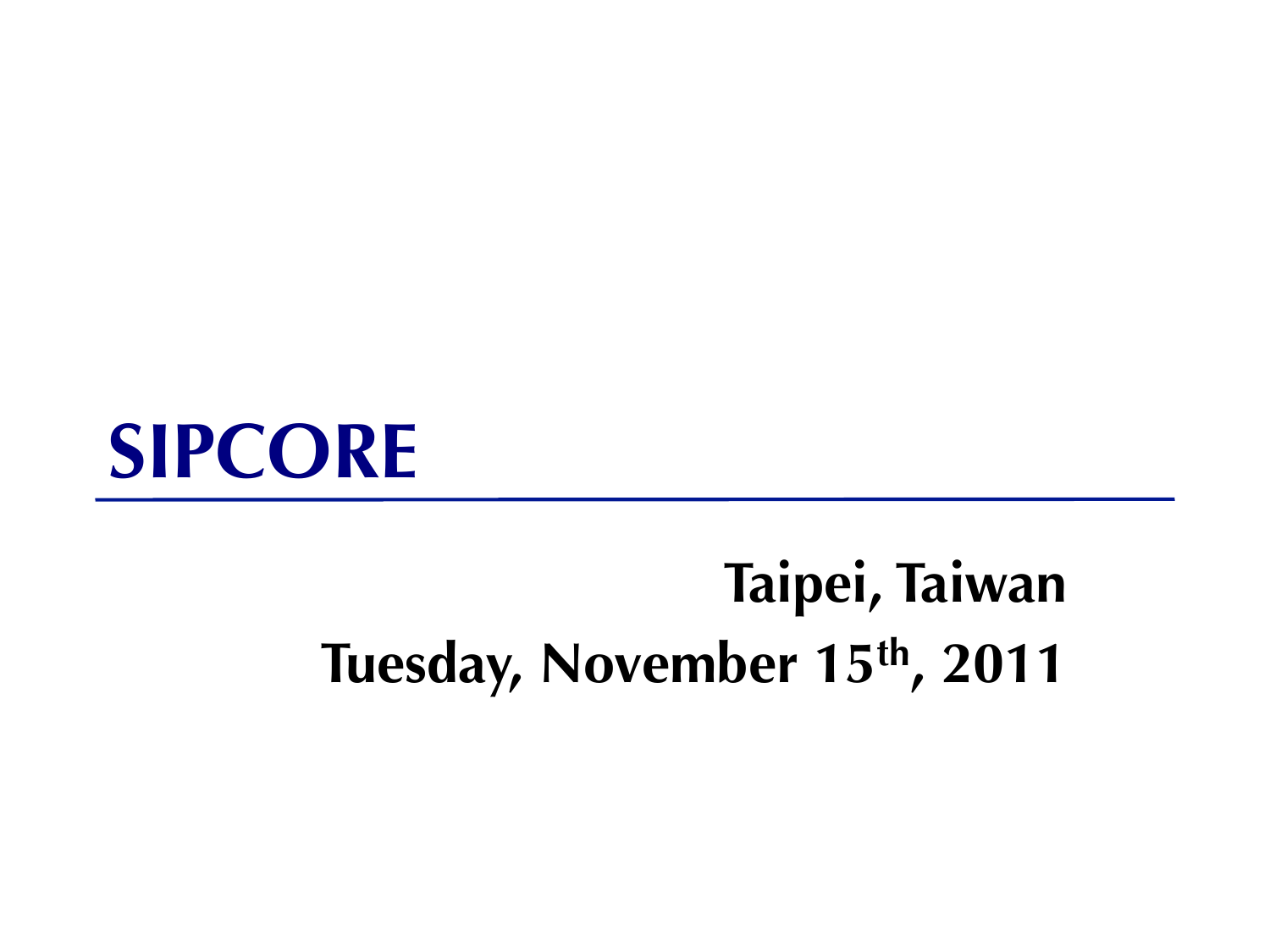# SIPCORE

**Taipei, Taiwan**

**Tuesday, November 15th, 2011**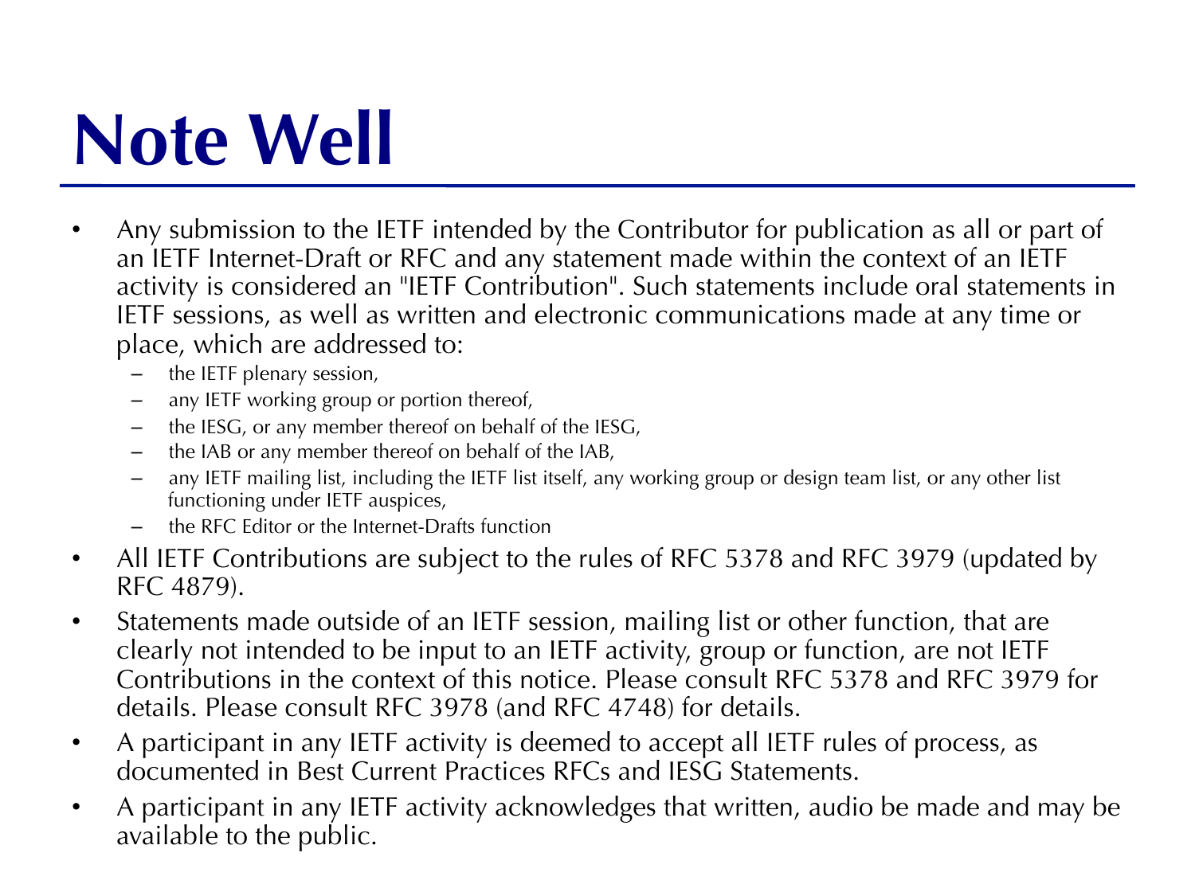# Note Well

- Any submission to the IETF intended by the Contributor for publication as all or part of an IETF Internet-Draft or RFC and any statement made within the context of an IETF activity is considered an "IETF Contribution". Such statements include oral statements in IETF sessions, as well as written and electronic communications made at any time or place, which are addressed to:
  - the IETF plenary session,
  - any IETF working group or portion thereof,
  - the IESG, or any member thereof on behalf of the IESG,
  - the IAB or any member thereof on behalf of the IAB,
  - any IETF mailing list, including the IETF list itself, any working group or design team list, or any other list functioning under IETF auspices,
  - the RFC Editor or the Internet-Drafts function
- All IETF Contributions are subject to the rules of RFC 5378 and RFC 3979 (updated by RFC 4879).
- Statements made outside of an IETF session, mailing list or other function, that are clearly not intended to be input to an IETF activity, group or function, are not IETF Contributions in the context of this notice. Please consult RFC 5378 and RFC 3979 for details. Please consult RFC 3978 (and RFC 4748) for details.
- A participant in any IETF activity is deemed to accept all IETF rules of process, as documented in Best Current Practices RFCs and IESG Statements.
- A participant in any IETF activity acknowledges that written, audio be made and may be available to the public.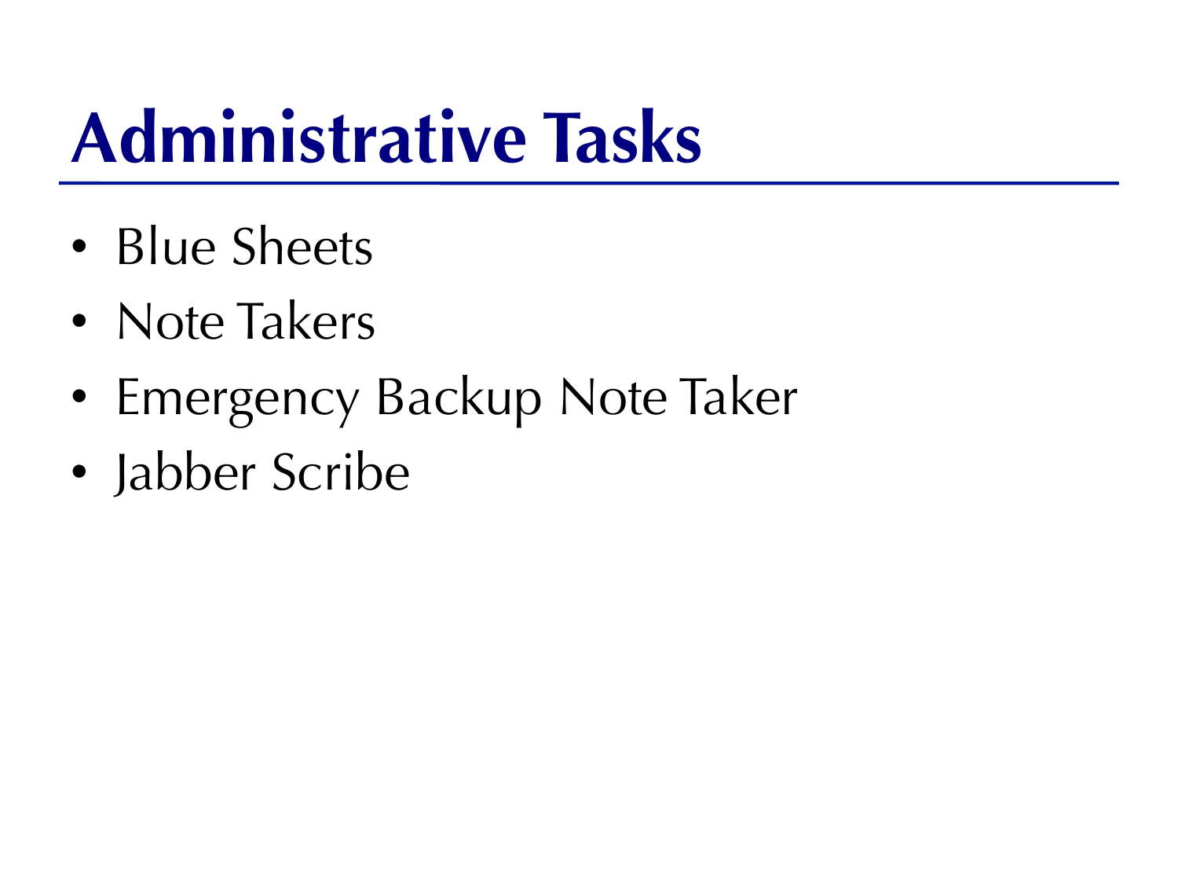# Administrative Tasks

- Blue Sheets
- Note Takers
- Emergency Backup Note Taker
- Jabber Scribe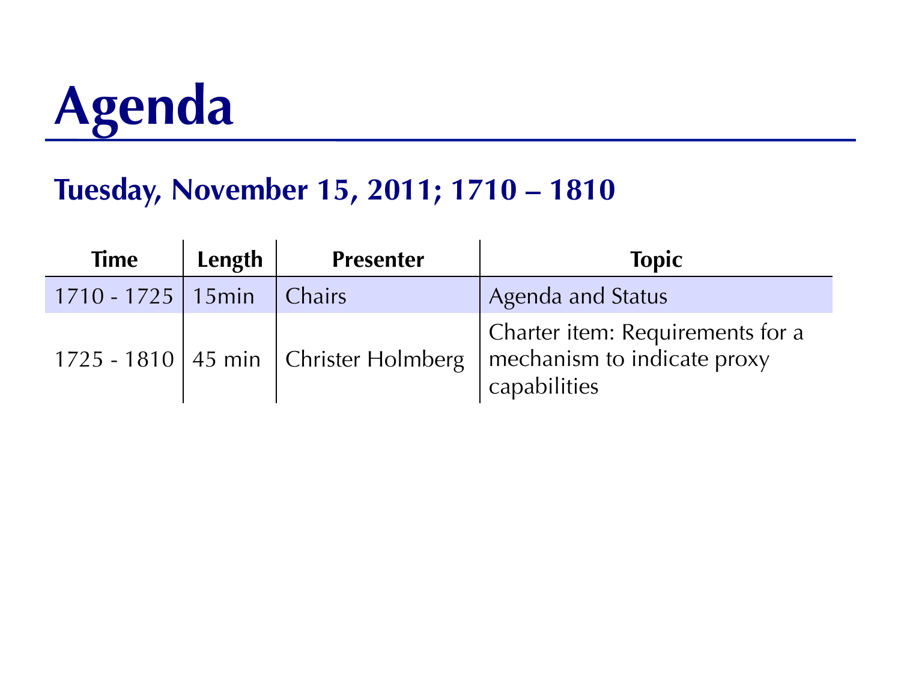# Agenda

## Tuesday, November 15, 2011; 1710 – 1810

| Time | Length | Presenter | Topic |
|---|---|---|---|
| 1710 - 1725 | 15min | Chairs | Agenda and Status |
| 1725 - 1810 | 45 min | Christer Holmberg | Charter item: Requirements for a mechanism to indicate proxy capabilities |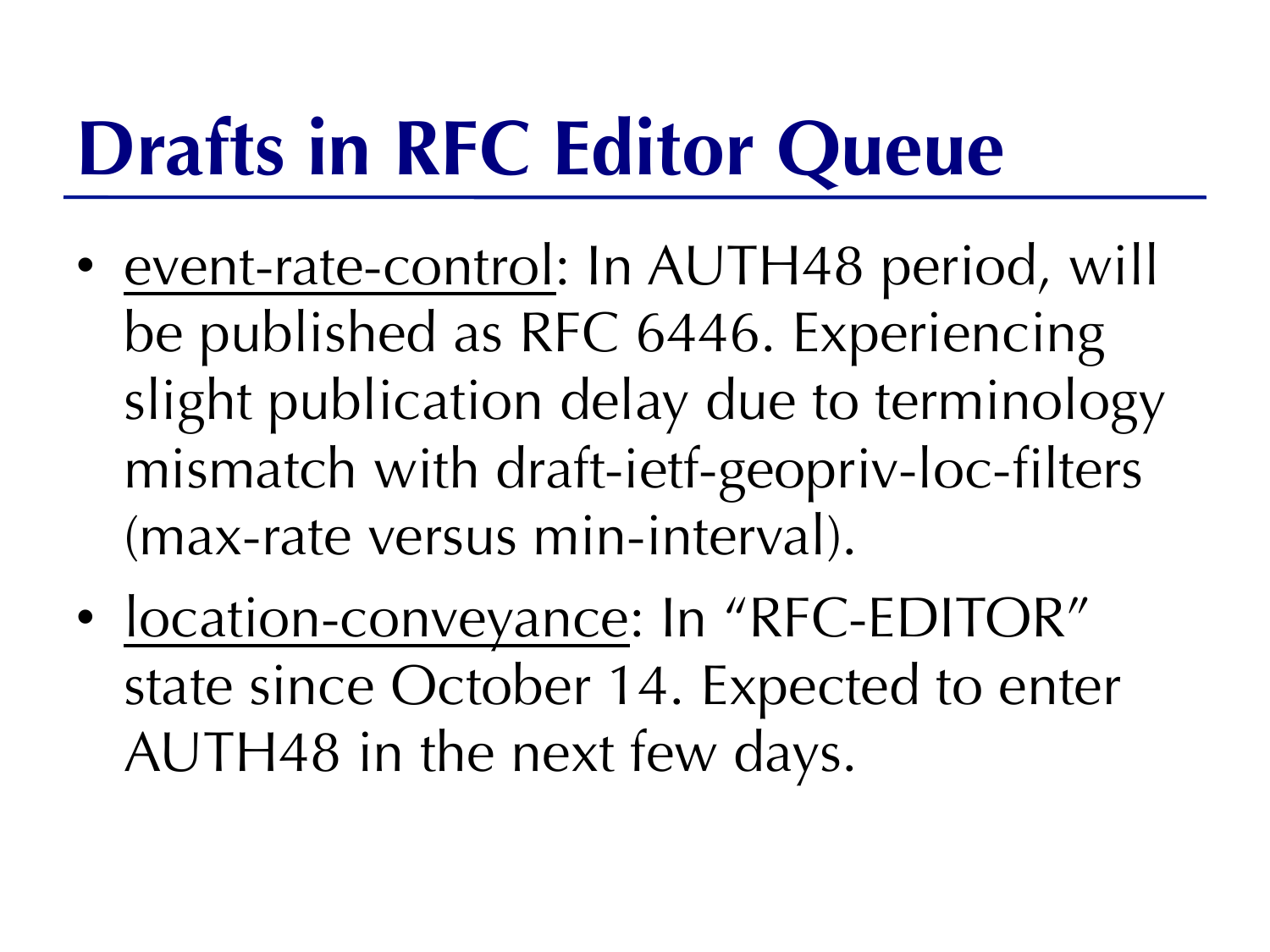# Drafts in RFC Editor Queue

- event-rate-control: In AUTH48 period, will be published as RFC 6446. Experiencing slight publication delay due to terminology mismatch with draft-ietf-geopriv-loc-filters (max-rate versus min-interval).
- location-conveyance: In "RFC-EDITOR" state since October 14. Expected to enter AUTH48 in the next few days.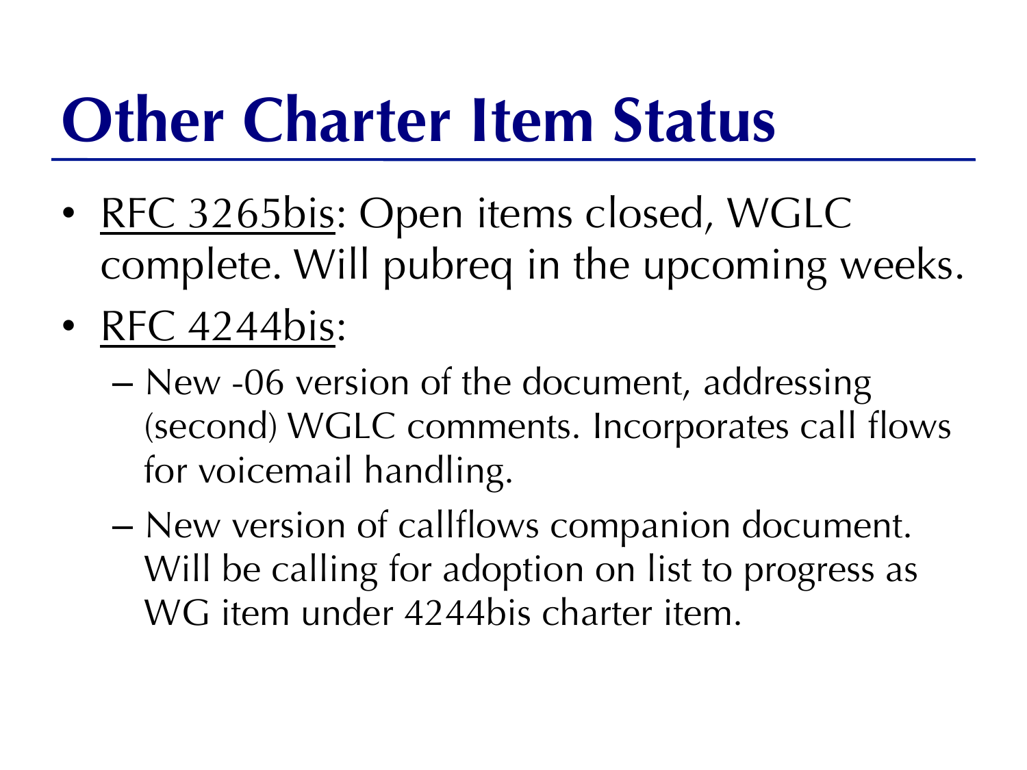# Other Charter Item Status

- <u>RFC 3265bis</u>: Open items closed, WGLC complete. Will pubreq in the upcoming weeks.
- <u>RFC 4244bis</u>:
  - New -06 version of the document, addressing (second) WGLC comments. Incorporates call flows for voicemail handling.
  - New version of callflows companion document. Will be calling for adoption on list to progress as WG item under 4244bis charter item.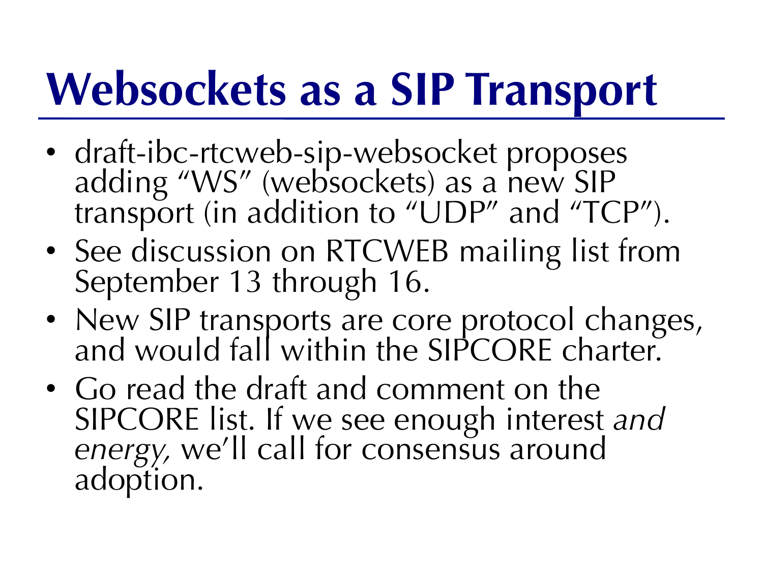# Websockets as a SIP Transport

- draft-ibc-rtcweb-sip-websocket proposes adding “WS” (websockets) as a new SIP transport (in addition to “UDP” and “TCP”).
- See discussion on RTCWEB mailing list from September 13 through 16.
- New SIP transports are core protocol changes, and would fall within the SIPCORE charter.
- Go read the draft and comment on the SIPCORE list. If we see enough interest *and energy,* we’ll call for consensus around adoption.